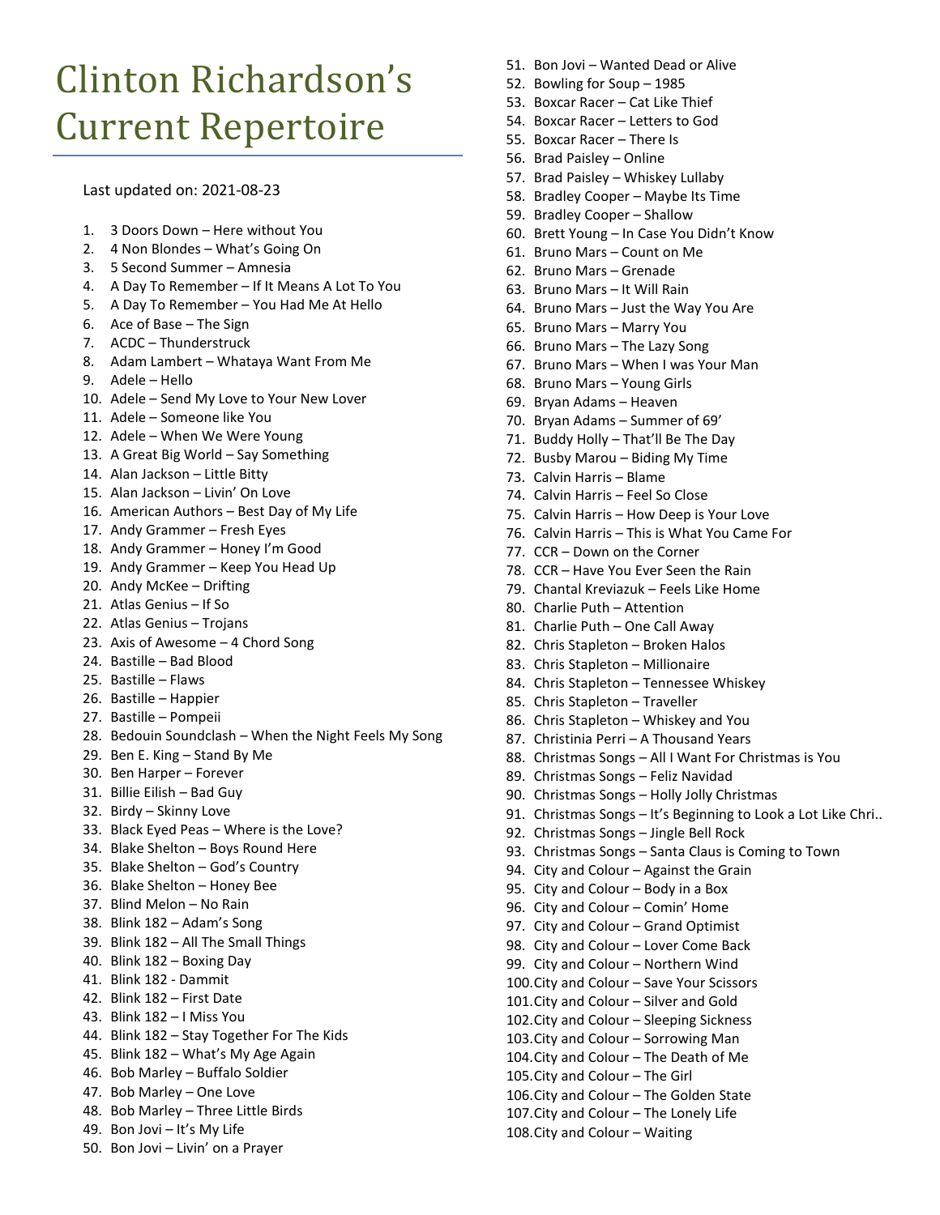# Clinton Richardson's Current Repertoire

Last updated on: 2021-08-23

1. 3 Doors Down – Here without You
2. 4 Non Blondes – What's Going On
3. 5 Second Summer – Amnesia
4. A Day To Remember – If It Means A Lot To You
5. A Day To Remember – You Had Me At Hello
6. Ace of Base – The Sign
7. ACDC – Thunderstruck
8. Adam Lambert – Whataya Want From Me
9. Adele – Hello
10. Adele – Send My Love to Your New Lover
11. Adele – Someone like You
12. Adele – When We Were Young
13. A Great Big World – Say Something
14. Alan Jackson – Little Bitty
15. Alan Jackson – Livin' On Love
16. American Authors – Best Day of My Life
17. Andy Grammer – Fresh Eyes
18. Andy Grammer – Honey I'm Good
19. Andy Grammer – Keep You Head Up
20. Andy McKee – Drifting
21. Atlas Genius – If So
22. Atlas Genius – Trojans
23. Axis of Awesome – 4 Chord Song
24. Bastille – Bad Blood
25. Bastille – Flaws
26. Bastille – Happier
27. Bastille – Pompeii
28. Bedouin Soundclash – When the Night Feels My Song
29. Ben E. King – Stand By Me
30. Ben Harper – Forever
31. Billie Eilish – Bad Guy
32. Birdy – Skinny Love
33. Black Eyed Peas – Where is the Love?
34. Blake Shelton – Boys Round Here
35. Blake Shelton – God's Country
36. Blake Shelton – Honey Bee
37. Blind Melon – No Rain
38. Blink 182 – Adam's Song
39. Blink 182 – All The Small Things
40. Blink 182 – Boxing Day
41. Blink 182 - Dammit
42. Blink 182 – First Date
43. Blink 182 – I Miss You
44. Blink 182 – Stay Together For The Kids
45. Blink 182 – What's My Age Again
46. Bob Marley – Buffalo Soldier
47. Bob Marley – One Love
48. Bob Marley – Three Little Birds
49. Bon Jovi – It's My Life
50. Bon Jovi – Livin' on a Prayer
51. Bon Jovi – Wanted Dead or Alive
52. Bowling for Soup – 1985
53. Boxcar Racer – Cat Like Thief
54. Boxcar Racer – Letters to God
55. Boxcar Racer – There Is
56. Brad Paisley – Online
57. Brad Paisley – Whiskey Lullaby
58. Bradley Cooper – Maybe Its Time
59. Bradley Cooper – Shallow
60. Brett Young – In Case You Didn't Know
61. Bruno Mars – Count on Me
62. Bruno Mars – Grenade
63. Bruno Mars – It Will Rain
64. Bruno Mars – Just the Way You Are
65. Bruno Mars – Marry You
66. Bruno Mars – The Lazy Song
67. Bruno Mars – When I was Your Man
68. Bruno Mars – Young Girls
69. Bryan Adams – Heaven
70. Bryan Adams – Summer of 69'
71. Buddy Holly – That'll Be The Day
72. Busby Marou – Biding My Time
73. Calvin Harris – Blame
74. Calvin Harris – Feel So Close
75. Calvin Harris – How Deep is Your Love
76. Calvin Harris – This is What You Came For
77. CCR – Down on the Corner
78. CCR – Have You Ever Seen the Rain
79. Chantal Kreviazuk – Feels Like Home
80. Charlie Puth – Attention
81. Charlie Puth – One Call Away
82. Chris Stapleton – Broken Halos
83. Chris Stapleton – Millionaire
84. Chris Stapleton – Tennessee Whiskey
85. Chris Stapleton – Traveller
86. Chris Stapleton – Whiskey and You
87. Christinia Perri – A Thousand Years
88. Christmas Songs – All I Want For Christmas is You
89. Christmas Songs – Feliz Navidad
90. Christmas Songs – Holly Jolly Christmas
91. Christmas Songs – It's Beginning to Look a Lot Like Chri..
92. Christmas Songs – Jingle Bell Rock
93. Christmas Songs – Santa Claus is Coming to Town
94. City and Colour – Against the Grain
95. City and Colour – Body in a Box
96. City and Colour – Comin' Home
97. City and Colour – Grand Optimist
98. City and Colour – Lover Come Back
99. City and Colour – Northern Wind
100. City and Colour – Save Your Scissors
101. City and Colour – Silver and Gold
102. City and Colour – Sleeping Sickness
103. City and Colour – Sorrowing Man
104. City and Colour – The Death of Me
105. City and Colour – The Girl
106. City and Colour – The Golden State
107. City and Colour – The Lonely Life
108. City and Colour – Waiting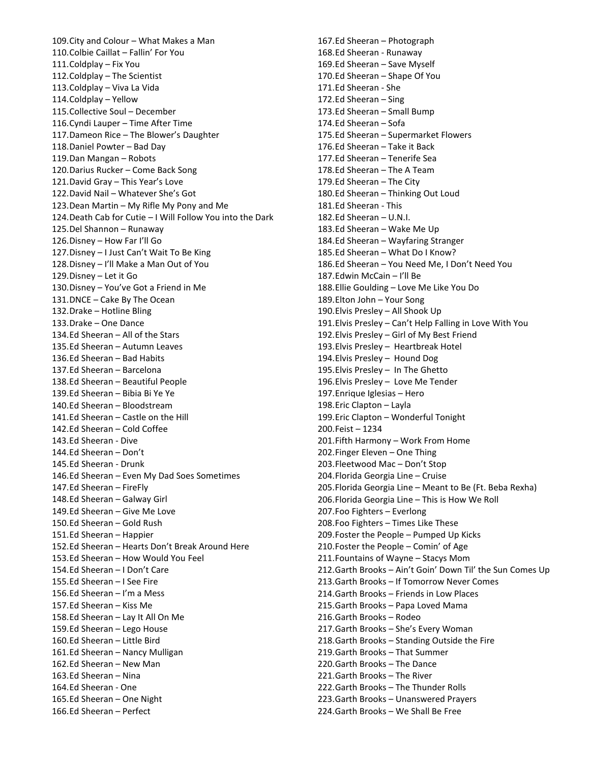109. City and Colour – What Makes a Man
110. Colbie Caillat – Fallin' For You
111. Coldplay – Fix You
112. Coldplay – The Scientist
113. Coldplay – Viva La Vida
114. Coldplay – Yellow
115. Collective Soul – December
116. Cyndi Lauper – Time After Time
117. Dameon Rice – The Blower's Daughter
118. Daniel Powter – Bad Day
119. Dan Mangan – Robots
120. Darius Rucker – Come Back Song
121. David Gray – This Year's Love
122. David Nail – Whatever She's Got
123. Dean Martin – My Rifle My Pony and Me
124. Death Cab for Cutie – I Will Follow You into the Dark
125. Del Shannon – Runaway
126. Disney – How Far I'll Go
127. Disney – I Just Can't Wait To Be King
128. Disney – I'll Make a Man Out of You
129. Disney – Let it Go
130. Disney – You've Got a Friend in Me
131. DNCE – Cake By The Ocean
132. Drake – Hotline Bling
133. Drake – One Dance
134. Ed Sheeran – All of the Stars
135. Ed Sheeran – Autumn Leaves
136. Ed Sheeran – Bad Habits
137. Ed Sheeran – Barcelona
138. Ed Sheeran – Beautiful People
139. Ed Sheeran – Bibia Bi Ye Ye
140. Ed Sheeran – Bloodstream
141. Ed Sheeran – Castle on the Hill
142. Ed Sheeran – Cold Coffee
143. Ed Sheeran - Dive
144. Ed Sheeran – Don't
145. Ed Sheeran - Drunk
146. Ed Sheeran – Even My Dad Soes Sometimes
147. Ed Sheeran – FireFly
148. Ed Sheeran – Galway Girl
149. Ed Sheeran – Give Me Love
150. Ed Sheeran – Gold Rush
151. Ed Sheeran – Happier
152. Ed Sheeran – Hearts Don't Break Around Here
153. Ed Sheeran – How Would You Feel
154. Ed Sheeran – I Don't Care
155. Ed Sheeran – I See Fire
156. Ed Sheeran – I'm a Mess
157. Ed Sheeran – Kiss Me
158. Ed Sheeran – Lay It All On Me
159. Ed Sheeran – Lego House
160. Ed Sheeran – Little Bird
161. Ed Sheeran – Nancy Mulligan
162. Ed Sheeran – New Man
163. Ed Sheeran – Nina
164. Ed Sheeran - One
165. Ed Sheeran – One Night
166. Ed Sheeran – Perfect
167. Ed Sheeran – Photograph
168. Ed Sheeran - Runaway
169. Ed Sheeran – Save Myself
170. Ed Sheeran – Shape Of You
171. Ed Sheeran - She
172. Ed Sheeran – Sing
173. Ed Sheeran – Small Bump
174. Ed Sheeran – Sofa
175. Ed Sheeran – Supermarket Flowers
176. Ed Sheeran – Take it Back
177. Ed Sheeran – Tenerife Sea
178. Ed Sheeran – The A Team
179. Ed Sheeran – The City
180. Ed Sheeran – Thinking Out Loud
181. Ed Sheeran - This
182. Ed Sheeran – U.N.I.
183. Ed Sheeran – Wake Me Up
184. Ed Sheeran – Wayfaring Stranger
185. Ed Sheeran – What Do I Know?
186. Ed Sheeran – You Need Me, I Don't Need You
187. Edwin McCain – I'll Be
188. Ellie Goulding – Love Me Like You Do
189. Elton John – Your Song
190. Elvis Presley – All Shook Up
191. Elvis Presley – Can't Help Falling in Love With You
192. Elvis Presley – Girl of My Best Friend
193. Elvis Presley – Heartbreak Hotel
194. Elvis Presley – Hound Dog
195. Elvis Presley – In The Ghetto
196. Elvis Presley – Love Me Tender
197. Enrique Iglesias – Hero
198. Eric Clapton – Layla
199. Eric Clapton – Wonderful Tonight
200. Feist – 1234
201. Fifth Harmony – Work From Home
202. Finger Eleven – One Thing
203. Fleetwood Mac – Don't Stop
204. Florida Georgia Line – Cruise
205. Florida Georgia Line – Meant to Be (Ft. Beba Rexha)
206. Florida Georgia Line – This is How We Roll
207. Foo Fighters – Everlong
208. Foo Fighters – Times Like These
209. Foster the People – Pumped Up Kicks
210. Foster the People – Comin' of Age
211. Fountains of Wayne – Stacys Mom
212. Garth Brooks – Ain't Goin' Down Til' the Sun Comes Up
213. Garth Brooks – If Tomorrow Never Comes
214. Garth Brooks – Friends in Low Places
215. Garth Brooks – Papa Loved Mama
216. Garth Brooks – Rodeo
217. Garth Brooks – She's Every Woman
218. Garth Brooks – Standing Outside the Fire
219. Garth Brooks – That Summer
220. Garth Brooks – The Dance
221. Garth Brooks – The River
222. Garth Brooks – The Thunder Rolls
223. Garth Brooks – Unanswered Prayers
224. Garth Brooks – We Shall Be Free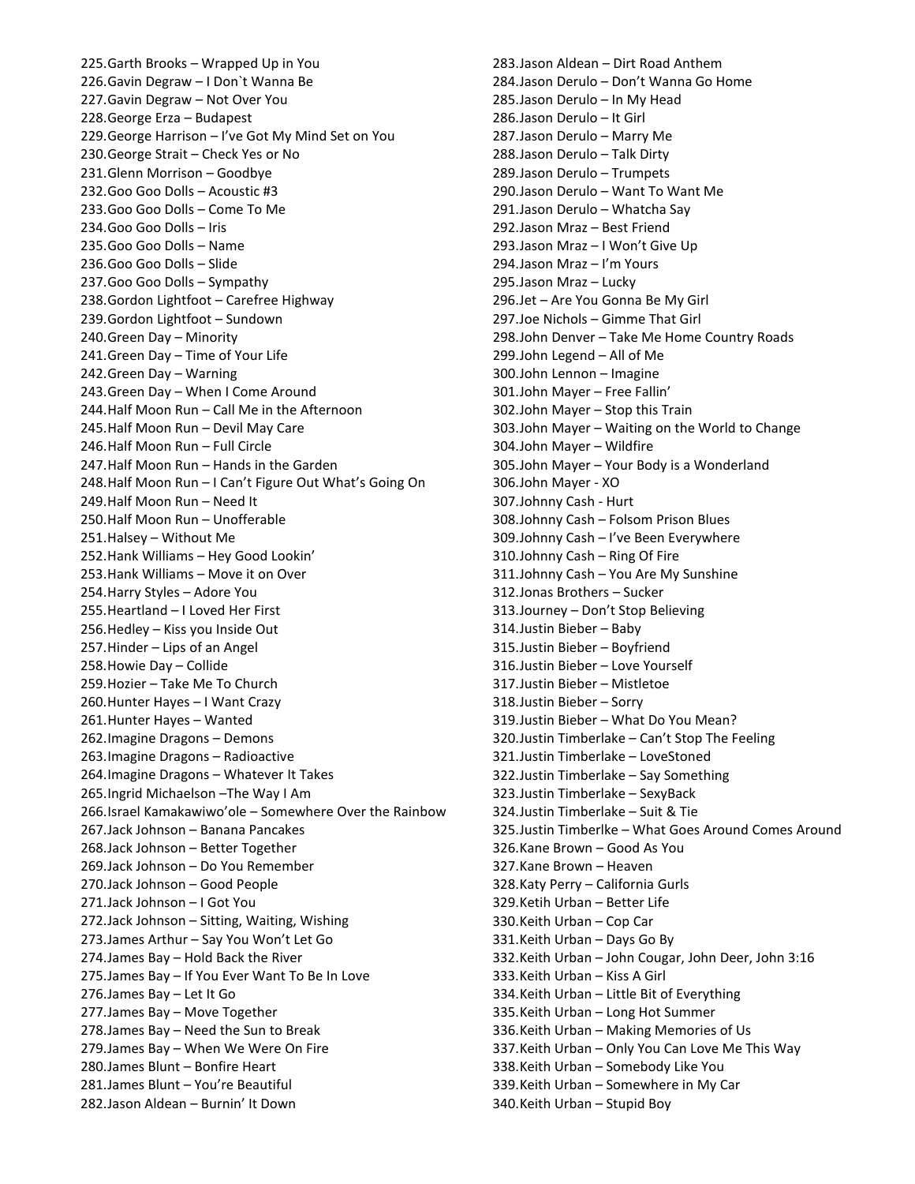225.Garth Brooks – Wrapped Up in You
226.Gavin Degraw – I Don`t Wanna Be
227.Gavin Degraw – Not Over You
228.George Erza – Budapest
229.George Harrison – I've Got My Mind Set on You
230.George Strait – Check Yes or No
231.Glenn Morrison – Goodbye
232.Goo Goo Dolls – Acoustic #3
233.Goo Goo Dolls – Come To Me
234.Goo Goo Dolls – Iris
235.Goo Goo Dolls – Name
236.Goo Goo Dolls – Slide
237.Goo Goo Dolls – Sympathy
238.Gordon Lightfoot – Carefree Highway
239.Gordon Lightfoot – Sundown
240.Green Day – Minority
241.Green Day – Time of Your Life
242.Green Day – Warning
243.Green Day – When I Come Around
244.Half Moon Run – Call Me in the Afternoon
245.Half Moon Run – Devil May Care
246.Half Moon Run – Full Circle
247.Half Moon Run – Hands in the Garden
248.Half Moon Run – I Can't Figure Out What's Going On
249.Half Moon Run – Need It
250.Half Moon Run – Unofferable
251.Halsey – Without Me
252.Hank Williams – Hey Good Lookin'
253.Hank Williams – Move it on Over
254.Harry Styles – Adore You
255.Heartland – I Loved Her First
256.Hedley – Kiss you Inside Out
257.Hinder – Lips of an Angel
258.Howie Day – Collide
259.Hozier – Take Me To Church
260.Hunter Hayes – I Want Crazy
261.Hunter Hayes – Wanted
262.Imagine Dragons – Demons
263.Imagine Dragons – Radioactive
264.Imagine Dragons – Whatever It Takes
265.Ingrid Michaelson –The Way I Am
266.Israel Kamakawiwo'ole – Somewhere Over the Rainbow
267.Jack Johnson – Banana Pancakes
268.Jack Johnson – Better Together
269.Jack Johnson – Do You Remember
270.Jack Johnson – Good People
271.Jack Johnson – I Got You
272.Jack Johnson – Sitting, Waiting, Wishing
273.James Arthur – Say You Won't Let Go
274.James Bay – Hold Back the River
275.James Bay – If You Ever Want To Be In Love
276.James Bay – Let It Go
277.James Bay – Move Together
278.James Bay – Need the Sun to Break
279.James Bay – When We Were On Fire
280.James Blunt – Bonfire Heart
281.James Blunt – You're Beautiful
282.Jason Aldean – Burnin' It Down
283.Jason Aldean – Dirt Road Anthem
284.Jason Derulo – Don't Wanna Go Home
285.Jason Derulo – In My Head
286.Jason Derulo – It Girl
287.Jason Derulo – Marry Me
288.Jason Derulo – Talk Dirty
289.Jason Derulo – Trumpets
290.Jason Derulo – Want To Want Me
291.Jason Derulo – Whatcha Say
292.Jason Mraz – Best Friend
293.Jason Mraz – I Won't Give Up
294.Jason Mraz – I'm Yours
295.Jason Mraz – Lucky
296.Jet – Are You Gonna Be My Girl
297.Joe Nichols – Gimme That Girl
298.John Denver – Take Me Home Country Roads
299.John Legend – All of Me
300.John Lennon – Imagine
301.John Mayer – Free Fallin'
302.John Mayer – Stop this Train
303.John Mayer – Waiting on the World to Change
304.John Mayer – Wildfire
305.John Mayer – Your Body is a Wonderland
306.John Mayer - XO
307.Johnny Cash - Hurt
308.Johnny Cash – Folsom Prison Blues
309.Johnny Cash – I've Been Everywhere
310.Johnny Cash – Ring Of Fire
311.Johnny Cash – You Are My Sunshine
312.Jonas Brothers – Sucker
313.Journey – Don't Stop Believing
314.Justin Bieber – Baby
315.Justin Bieber – Boyfriend
316.Justin Bieber – Love Yourself
317.Justin Bieber – Mistletoe
318.Justin Bieber – Sorry
319.Justin Bieber – What Do You Mean?
320.Justin Timberlake – Can't Stop The Feeling
321.Justin Timberlake – LoveStoned
322.Justin Timberlake – Say Something
323.Justin Timberlake – SexyBack
324.Justin Timberlake – Suit & Tie
325.Justin Timberlke – What Goes Around Comes Around
326.Kane Brown – Good As You
327.Kane Brown – Heaven
328.Katy Perry – California Gurls
329.Ketih Urban – Better Life
330.Keith Urban – Cop Car
331.Keith Urban – Days Go By
332.Keith Urban – John Cougar, John Deer, John 3:16
333.Keith Urban – Kiss A Girl
334.Keith Urban – Little Bit of Everything
335.Keith Urban – Long Hot Summer
336.Keith Urban – Making Memories of Us
337.Keith Urban – Only You Can Love Me This Way
338.Keith Urban – Somebody Like You
339.Keith Urban – Somewhere in My Car
340.Keith Urban – Stupid Boy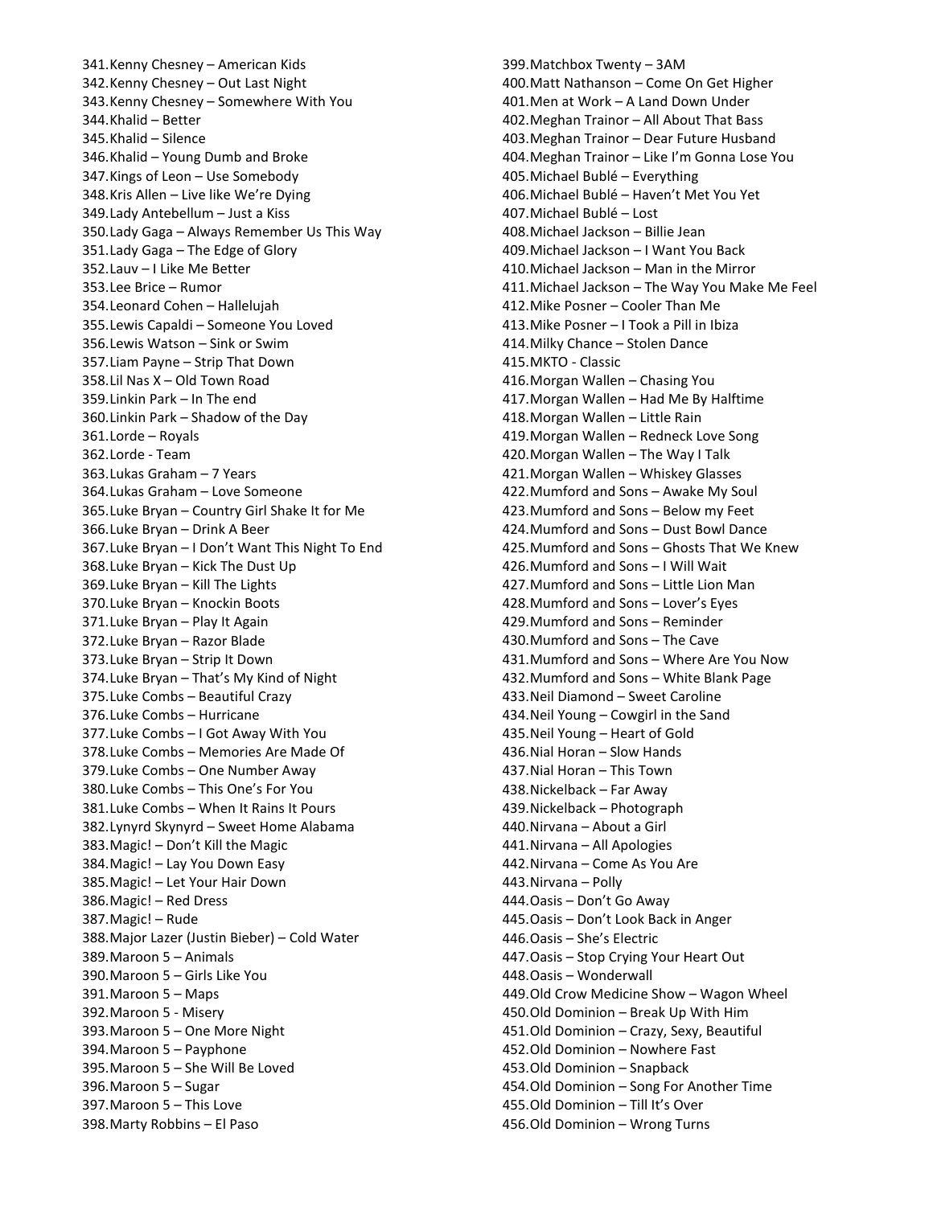341. Kenny Chesney – American Kids
342. Kenny Chesney – Out Last Night
343. Kenny Chesney – Somewhere With You
344. Khalid – Better
345. Khalid – Silence
346. Khalid – Young Dumb and Broke
347. Kings of Leon – Use Somebody
348. Kris Allen – Live like We're Dying
349. Lady Antebellum – Just a Kiss
350. Lady Gaga – Always Remember Us This Way
351. Lady Gaga – The Edge of Glory
352. Lauv – I Like Me Better
353. Lee Brice – Rumor
354. Leonard Cohen – Hallelujah
355. Lewis Capaldi – Someone You Loved
356. Lewis Watson – Sink or Swim
357. Liam Payne – Strip That Down
358. Lil Nas X – Old Town Road
359. Linkin Park – In The end
360. Linkin Park – Shadow of the Day
361. Lorde – Royals
362. Lorde - Team
363. Lukas Graham – 7 Years
364. Lukas Graham – Love Someone
365. Luke Bryan – Country Girl Shake It for Me
366. Luke Bryan – Drink A Beer
367. Luke Bryan – I Don't Want This Night To End
368. Luke Bryan – Kick The Dust Up
369. Luke Bryan – Kill The Lights
370. Luke Bryan – Knockin Boots
371. Luke Bryan – Play It Again
372. Luke Bryan – Razor Blade
373. Luke Bryan – Strip It Down
374. Luke Bryan – That's My Kind of Night
375. Luke Combs – Beautiful Crazy
376. Luke Combs – Hurricane
377. Luke Combs – I Got Away With You
378. Luke Combs – Memories Are Made Of
379. Luke Combs – One Number Away
380. Luke Combs – This One's For You
381. Luke Combs – When It Rains It Pours
382. Lynyrd Skynyrd – Sweet Home Alabama
383. Magic! – Don't Kill the Magic
384. Magic! – Lay You Down Easy
385. Magic! – Let Your Hair Down
386. Magic! – Red Dress
387. Magic! – Rude
388. Major Lazer (Justin Bieber) – Cold Water
389. Maroon 5 – Animals
390. Maroon 5 – Girls Like You
391. Maroon 5 – Maps
392. Maroon 5 - Misery
393. Maroon 5 – One More Night
394. Maroon 5 – Payphone
395. Maroon 5 – She Will Be Loved
396. Maroon 5 – Sugar
397. Maroon 5 – This Love
398. Marty Robbins – El Paso
399. Matchbox Twenty – 3AM
400. Matt Nathanson – Come On Get Higher
401. Men at Work – A Land Down Under
402. Meghan Trainor – All About That Bass
403. Meghan Trainor – Dear Future Husband
404. Meghan Trainor – Like I'm Gonna Lose You
405. Michael Bublé – Everything
406. Michael Bublé – Haven't Met You Yet
407. Michael Bublé – Lost
408. Michael Jackson – Billie Jean
409. Michael Jackson – I Want You Back
410. Michael Jackson – Man in the Mirror
411. Michael Jackson – The Way You Make Me Feel
412. Mike Posner – Cooler Than Me
413. Mike Posner – I Took a Pill in Ibiza
414. Milky Chance – Stolen Dance
415. MKTO - Classic
416. Morgan Wallen – Chasing You
417. Morgan Wallen – Had Me By Halftime
418. Morgan Wallen – Little Rain
419. Morgan Wallen – Redneck Love Song
420. Morgan Wallen – The Way I Talk
421. Morgan Wallen – Whiskey Glasses
422. Mumford and Sons – Awake My Soul
423. Mumford and Sons – Below my Feet
424. Mumford and Sons – Dust Bowl Dance
425. Mumford and Sons – Ghosts That We Knew
426. Mumford and Sons – I Will Wait
427. Mumford and Sons – Little Lion Man
428. Mumford and Sons – Lover's Eyes
429. Mumford and Sons – Reminder
430. Mumford and Sons – The Cave
431. Mumford and Sons – Where Are You Now
432. Mumford and Sons – White Blank Page
433. Neil Diamond – Sweet Caroline
434. Neil Young – Cowgirl in the Sand
435. Neil Young – Heart of Gold
436. Nial Horan – Slow Hands
437. Nial Horan – This Town
438. Nickelback – Far Away
439. Nickelback – Photograph
440. Nirvana – About a Girl
441. Nirvana – All Apologies
442. Nirvana – Come As You Are
443. Nirvana – Polly
444. Oasis – Don't Go Away
445. Oasis – Don't Look Back in Anger
446. Oasis – She's Electric
447. Oasis – Stop Crying Your Heart Out
448. Oasis – Wonderwall
449. Old Crow Medicine Show – Wagon Wheel
450. Old Dominion – Break Up With Him
451. Old Dominion – Crazy, Sexy, Beautiful
452. Old Dominion – Nowhere Fast
453. Old Dominion – Snapback
454. Old Dominion – Song For Another Time
455. Old Dominion – Till It's Over
456. Old Dominion – Wrong Turns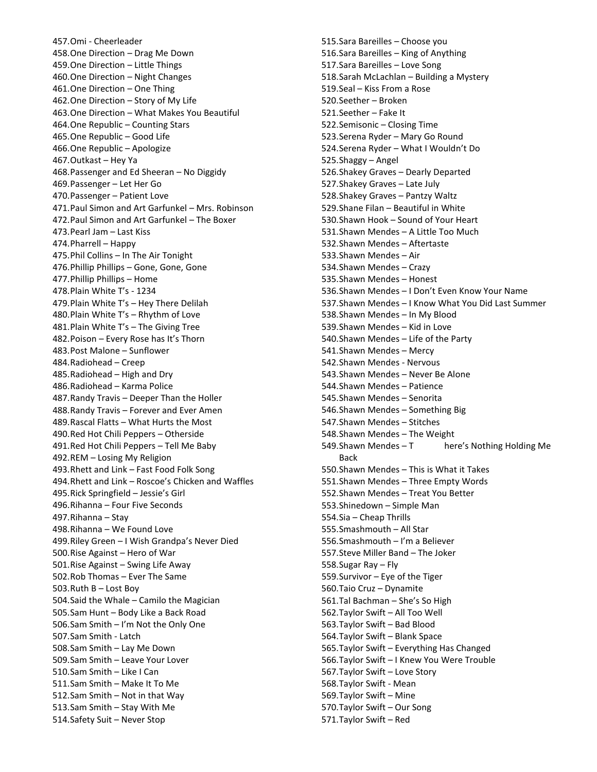457.Omi - Cheerleader
458.One Direction – Drag Me Down
459.One Direction – Little Things
460.One Direction – Night Changes
461.One Direction – One Thing
462.One Direction – Story of My Life
463.One Direction – What Makes You Beautiful
464.One Republic – Counting Stars
465.One Republic – Good Life
466.One Republic – Apologize
467.Outkast – Hey Ya
468.Passenger and Ed Sheeran – No Diggidy
469.Passenger – Let Her Go
470.Passenger – Patient Love
471.Paul Simon and Art Garfunkel – Mrs. Robinson
472.Paul Simon and Art Garfunkel – The Boxer
473.Pearl Jam – Last Kiss
474.Pharrell – Happy
475.Phil Collins – In The Air Tonight
476.Phillip Phillips – Gone, Gone, Gone
477.Phillip Phillips – Home
478.Plain White T's - 1234
479.Plain White T's – Hey There Delilah
480.Plain White T's – Rhythm of Love
481.Plain White T's – The Giving Tree
482.Poison – Every Rose has It's Thorn
483.Post Malone – Sunflower
484.Radiohead – Creep
485.Radiohead – High and Dry
486.Radiohead – Karma Police
487.Randy Travis – Deeper Than the Holler
488.Randy Travis – Forever and Ever Amen
489.Rascal Flatts – What Hurts the Most
490.Red Hot Chili Peppers – Otherside
491.Red Hot Chili Peppers – Tell Me Baby
492.REM – Losing My Religion
493.Rhett and Link – Fast Food Folk Song
494.Rhett and Link – Roscoe's Chicken and Waffles
495.Rick Springfield – Jessie's Girl
496.Rihanna – Four Five Seconds
497.Rihanna – Stay
498.Rihanna – We Found Love
499.Riley Green – I Wish Grandpa's Never Died
500.Rise Against – Hero of War
501.Rise Against – Swing Life Away
502.Rob Thomas – Ever The Same
503.Ruth B – Lost Boy
504.Said the Whale – Camilo the Magician
505.Sam Hunt – Body Like a Back Road
506.Sam Smith – I'm Not the Only One
507.Sam Smith - Latch
508.Sam Smith – Lay Me Down
509.Sam Smith – Leave Your Lover
510.Sam Smith – Like I Can
511.Sam Smith – Make It To Me
512.Sam Smith – Not in that Way
513.Sam Smith – Stay With Me
514.Safety Suit – Never Stop
515.Sara Bareilles – Choose you
516.Sara Bareilles – King of Anything
517.Sara Bareilles – Love Song
518.Sarah McLachlan – Building a Mystery
519.Seal – Kiss From a Rose
520.Seether – Broken
521.Seether – Fake It
522.Semisonic – Closing Time
523.Serena Ryder – Mary Go Round
524.Serena Ryder – What I Wouldn't Do
525.Shaggy – Angel
526.Shakey Graves – Dearly Departed
527.Shakey Graves – Late July
528.Shakey Graves – Pantzy Waltz
529.Shane Filan – Beautiful in White
530.Shawn Hook – Sound of Your Heart
531.Shawn Mendes – A Little Too Much
532.Shawn Mendes – Aftertaste
533.Shawn Mendes – Air
534.Shawn Mendes – Crazy
535.Shawn Mendes – Honest
536.Shawn Mendes – I Don't Even Know Your Name
537.Shawn Mendes – I Know What You Did Last Summer
538.Shawn Mendes – In My Blood
539.Shawn Mendes – Kid in Love
540.Shawn Mendes – Life of the Party
541.Shawn Mendes – Mercy
542.Shawn Mendes - Nervous
543.Shawn Mendes – Never Be Alone
544.Shawn Mendes – Patience
545.Shawn Mendes – Senorita
546.Shawn Mendes – Something Big
547.Shawn Mendes – Stitches
548.Shawn Mendes – The Weight
549.Shawn Mendes – T here's Nothing Holding Me Back
550.Shawn Mendes – This is What it Takes
551.Shawn Mendes – Three Empty Words
552.Shawn Mendes – Treat You Better
553.Shinedown – Simple Man
554.Sia – Cheap Thrills
555.Smashmouth – All Star
556.Smashmouth – I'm a Believer
557.Steve Miller Band – The Joker
558.Sugar Ray – Fly
559.Survivor – Eye of the Tiger
560.Taio Cruz – Dynamite
561.Tal Bachman – She's So High
562.Taylor Swift – All Too Well
563.Taylor Swift – Bad Blood
564.Taylor Swift – Blank Space
565.Taylor Swift – Everything Has Changed
566.Taylor Swift – I Knew You Were Trouble
567.Taylor Swift – Love Story
568.Taylor Swift - Mean
569.Taylor Swift – Mine
570.Taylor Swift – Our Song
571.Taylor Swift – Red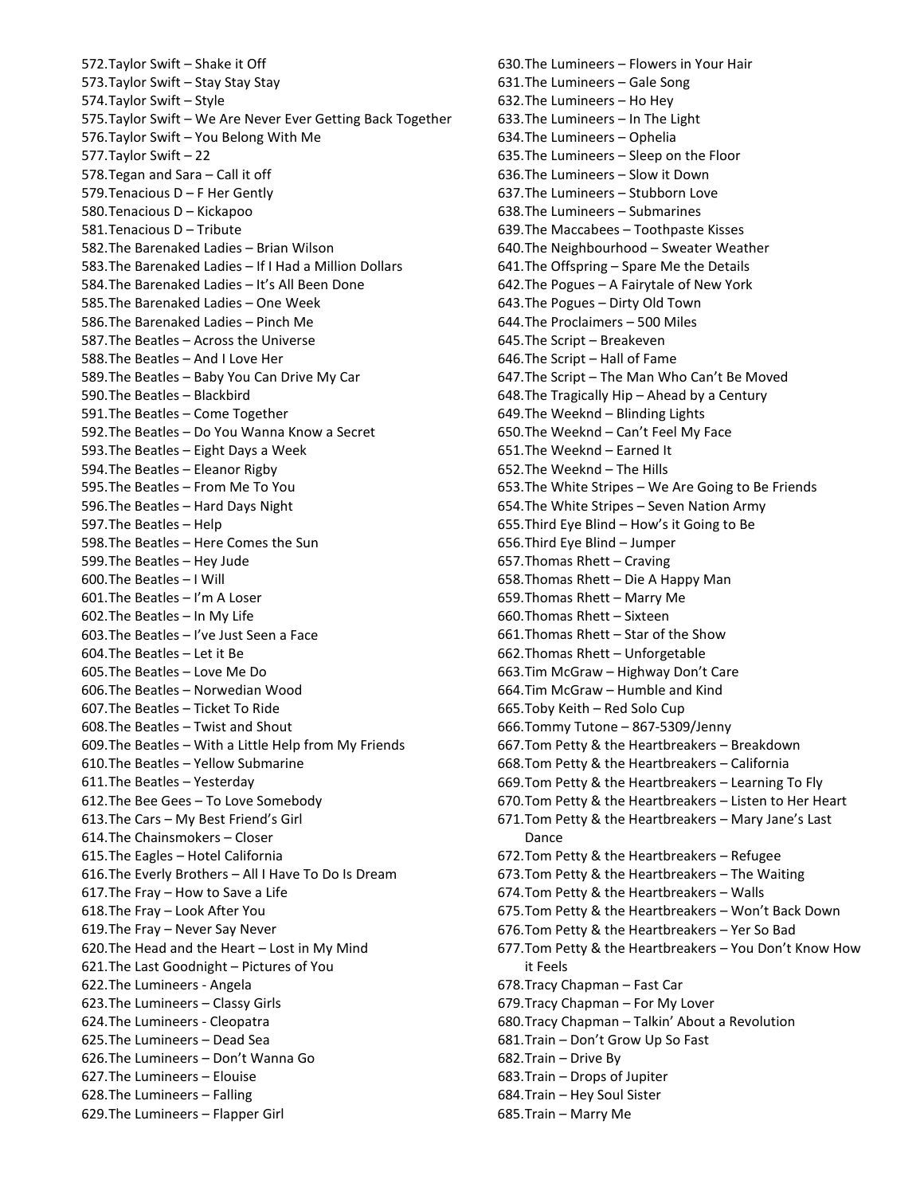572.Taylor Swift – Shake it Off
573.Taylor Swift – Stay Stay Stay
574.Taylor Swift – Style
575.Taylor Swift – We Are Never Ever Getting Back Together
576.Taylor Swift – You Belong With Me
577.Taylor Swift – 22
578.Tegan and Sara – Call it off
579.Tenacious D – F Her Gently
580.Tenacious D – Kickapoo
581.Tenacious D – Tribute
582.The Barenaked Ladies – Brian Wilson
583.The Barenaked Ladies – If I Had a Million Dollars
584.The Barenaked Ladies – It's All Been Done
585.The Barenaked Ladies – One Week
586.The Barenaked Ladies – Pinch Me
587.The Beatles – Across the Universe
588.The Beatles – And I Love Her
589.The Beatles – Baby You Can Drive My Car
590.The Beatles – Blackbird
591.The Beatles – Come Together
592.The Beatles – Do You Wanna Know a Secret
593.The Beatles – Eight Days a Week
594.The Beatles – Eleanor Rigby
595.The Beatles – From Me To You
596.The Beatles – Hard Days Night
597.The Beatles – Help
598.The Beatles – Here Comes the Sun
599.The Beatles – Hey Jude
600.The Beatles – I Will
601.The Beatles – I'm A Loser
602.The Beatles – In My Life
603.The Beatles – I've Just Seen a Face
604.The Beatles – Let it Be
605.The Beatles – Love Me Do
606.The Beatles – Norwedian Wood
607.The Beatles – Ticket To Ride
608.The Beatles – Twist and Shout
609.The Beatles – With a Little Help from My Friends
610.The Beatles – Yellow Submarine
611.The Beatles – Yesterday
612.The Bee Gees – To Love Somebody
613.The Cars – My Best Friend's Girl
614.The Chainsmokers – Closer
615.The Eagles – Hotel California
616.The Everly Brothers – All I Have To Do Is Dream
617.The Fray – How to Save a Life
618.The Fray – Look After You
619.The Fray – Never Say Never
620.The Head and the Heart – Lost in My Mind
621.The Last Goodnight – Pictures of You
622.The Lumineers - Angela
623.The Lumineers – Classy Girls
624.The Lumineers - Cleopatra
625.The Lumineers – Dead Sea
626.The Lumineers – Don't Wanna Go
627.The Lumineers – Elouise
628.The Lumineers – Falling
629.The Lumineers – Flapper Girl
630.The Lumineers – Flowers in Your Hair
631.The Lumineers – Gale Song
632.The Lumineers – Ho Hey
633.The Lumineers – In The Light
634.The Lumineers – Ophelia
635.The Lumineers – Sleep on the Floor
636.The Lumineers – Slow it Down
637.The Lumineers – Stubborn Love
638.The Lumineers – Submarines
639.The Maccabees – Toothpaste Kisses
640.The Neighbourhood – Sweater Weather
641.The Offspring – Spare Me the Details
642.The Pogues – A Fairytale of New York
643.The Pogues – Dirty Old Town
644.The Proclaimers – 500 Miles
645.The Script – Breakeven
646.The Script – Hall of Fame
647.The Script – The Man Who Can't Be Moved
648.The Tragically Hip – Ahead by a Century
649.The Weeknd – Blinding Lights
650.The Weeknd – Can't Feel My Face
651.The Weeknd – Earned It
652.The Weeknd – The Hills
653.The White Stripes – We Are Going to Be Friends
654.The White Stripes – Seven Nation Army
655.Third Eye Blind – How's it Going to Be
656.Third Eye Blind – Jumper
657.Thomas Rhett – Craving
658.Thomas Rhett – Die A Happy Man
659.Thomas Rhett – Marry Me
660.Thomas Rhett – Sixteen
661.Thomas Rhett – Star of the Show
662.Thomas Rhett – Unforgetable
663.Tim McGraw – Highway Don't Care
664.Tim McGraw – Humble and Kind
665.Toby Keith – Red Solo Cup
666.Tommy Tutone – 867-5309/Jenny
667.Tom Petty & the Heartbreakers – Breakdown
668.Tom Petty & the Heartbreakers – California
669.Tom Petty & the Heartbreakers – Learning To Fly
670.Tom Petty & the Heartbreakers – Listen to Her Heart
671.Tom Petty & the Heartbreakers – Mary Jane's Last Dance
672.Tom Petty & the Heartbreakers – Refugee
673.Tom Petty & the Heartbreakers – The Waiting
674.Tom Petty & the Heartbreakers – Walls
675.Tom Petty & the Heartbreakers – Won't Back Down
676.Tom Petty & the Heartbreakers – Yer So Bad
677.Tom Petty & the Heartbreakers – You Don't Know How it Feels
678.Tracy Chapman – Fast Car
679.Tracy Chapman – For My Lover
680.Tracy Chapman – Talkin' About a Revolution
681.Train – Don't Grow Up So Fast
682.Train – Drive By
683.Train – Drops of Jupiter
684.Train – Hey Soul Sister
685.Train – Marry Me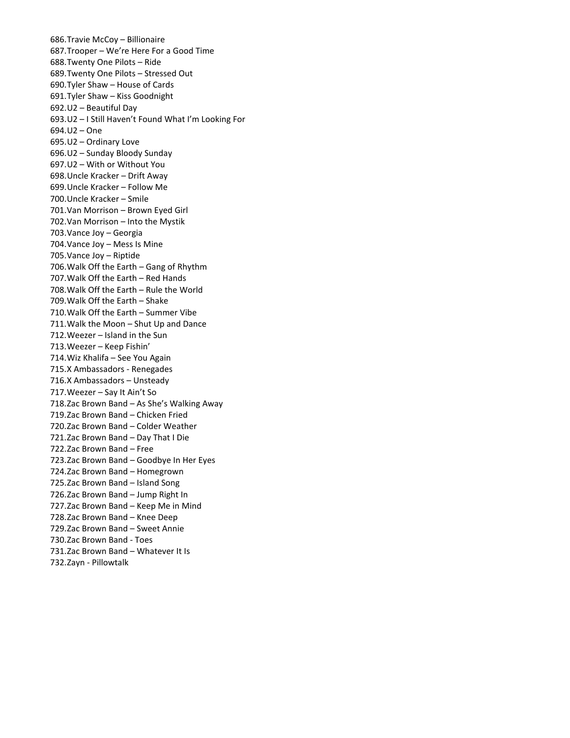686. Travie McCoy – Billionaire
687. Trooper – We're Here For a Good Time
688. Twenty One Pilots – Ride
689. Twenty One Pilots – Stressed Out
690. Tyler Shaw – House of Cards
691. Tyler Shaw – Kiss Goodnight
692. U2 – Beautiful Day
693. U2 – I Still Haven't Found What I'm Looking For
694. U2 – One
695. U2 – Ordinary Love
696. U2 – Sunday Bloody Sunday
697. U2 – With or Without You
698. Uncle Kracker – Drift Away
699. Uncle Kracker – Follow Me
700. Uncle Kracker – Smile
701. Van Morrison – Brown Eyed Girl
702. Van Morrison – Into the Mystik
703. Vance Joy – Georgia
704. Vance Joy – Mess Is Mine
705. Vance Joy – Riptide
706. Walk Off the Earth – Gang of Rhythm
707. Walk Off the Earth – Red Hands
708. Walk Off the Earth – Rule the World
709. Walk Off the Earth – Shake
710. Walk Off the Earth – Summer Vibe
711. Walk the Moon – Shut Up and Dance
712. Weezer – Island in the Sun
713. Weezer – Keep Fishin'
714. Wiz Khalifa – See You Again
715. X Ambassadors - Renegades
716. X Ambassadors – Unsteady
717. Weezer – Say It Ain't So
718. Zac Brown Band – As She's Walking Away
719. Zac Brown Band – Chicken Fried
720. Zac Brown Band – Colder Weather
721. Zac Brown Band – Day That I Die
722. Zac Brown Band – Free
723. Zac Brown Band – Goodbye In Her Eyes
724. Zac Brown Band – Homegrown
725. Zac Brown Band – Island Song
726. Zac Brown Band – Jump Right In
727. Zac Brown Band – Keep Me in Mind
728. Zac Brown Band – Knee Deep
729. Zac Brown Band – Sweet Annie
730. Zac Brown Band - Toes
731. Zac Brown Band – Whatever It Is
732. Zayn - Pillowtalk